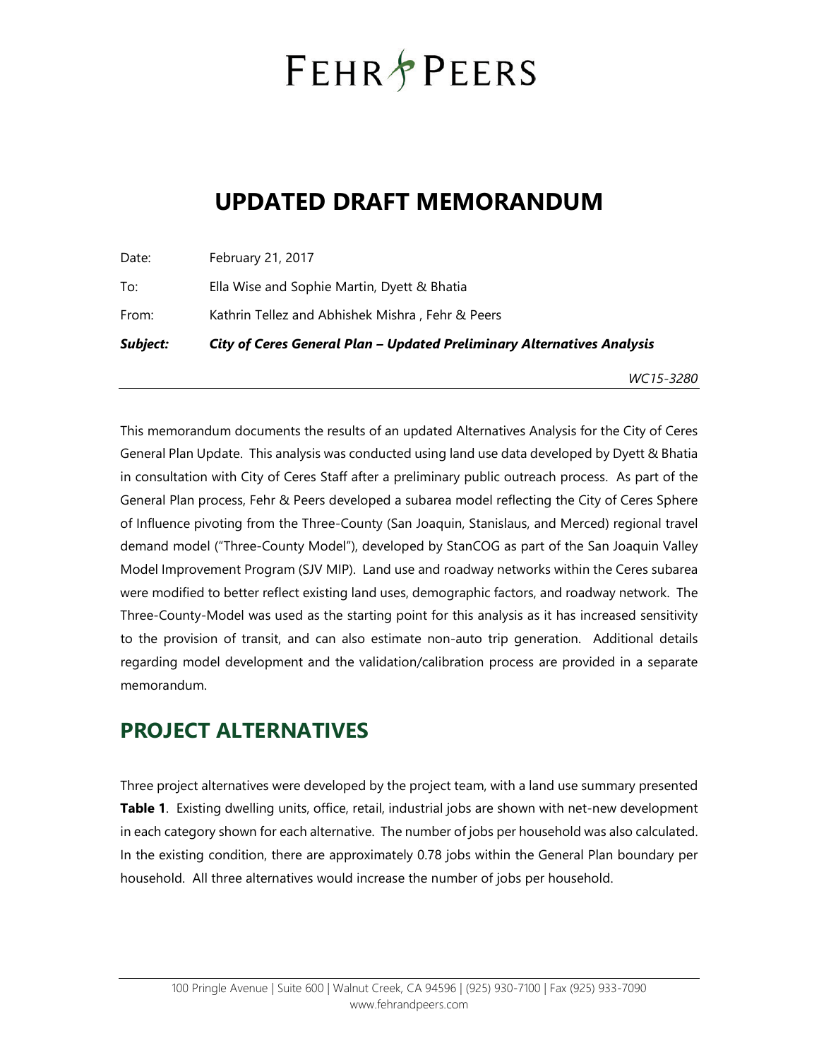# FEHR & PEERS

# UPDATED DRAFT MEMORANDUM

Date: February 21, 2017

To: Ella Wise and Sophie Martin, Dyett & Bhatia

From: Kathrin Tellez and Abhishek Mishra , Fehr & Peers

***Subject: City of Ceres General Plan – Updated Preliminary Alternatives Analysis***

*WC15-3280*

---

This memorandum documents the results of an updated Alternatives Analysis for the City of Ceres General Plan Update. This analysis was conducted using land use data developed by Dyett & Bhatia in consultation with City of Ceres Staff after a preliminary public outreach process. As part of the General Plan process, Fehr & Peers developed a subarea model reflecting the City of Ceres Sphere of Influence pivoting from the Three-County (San Joaquin, Stanislaus, and Merced) regional travel demand model ("Three-County Model"), developed by StanCOG as part of the San Joaquin Valley Model Improvement Program (SJV MIP). Land use and roadway networks within the Ceres subarea were modified to better reflect existing land uses, demographic factors, and roadway network. The Three-County-Model was used as the starting point for this analysis as it has increased sensitivity to the provision of transit, and can also estimate non-auto trip generation. Additional details regarding model development and the validation/calibration process are provided in a separate memorandum.

## PROJECT ALTERNATIVES

Three project alternatives were developed by the project team, with a land use summary presented **Table 1**. Existing dwelling units, office, retail, industrial jobs are shown with net-new development in each category shown for each alternative. The number of jobs per household was also calculated. In the existing condition, there are approximately 0.78 jobs within the General Plan boundary per household. All three alternatives would increase the number of jobs per household.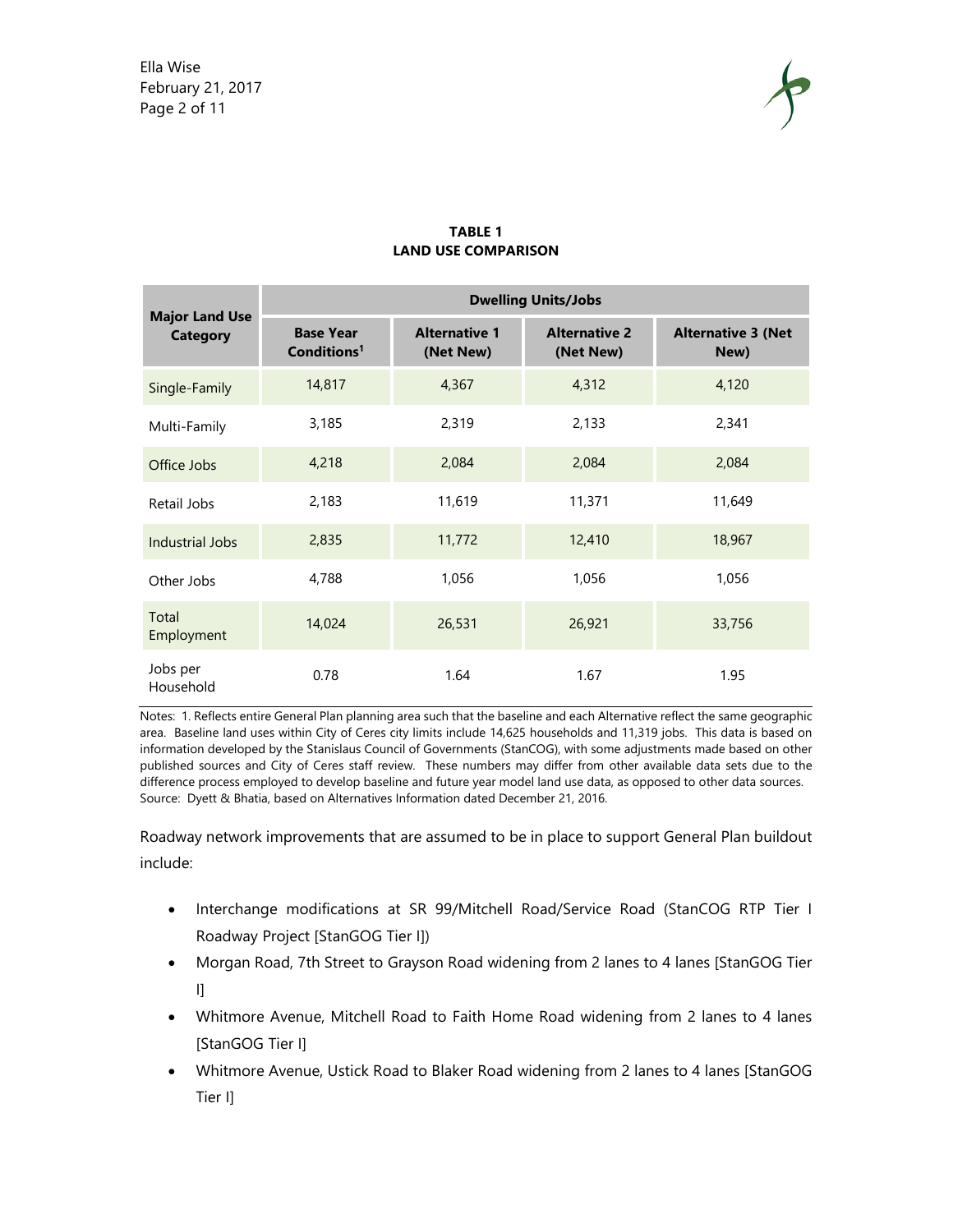**TABLE 1**
**LAND USE COMPARISON**

| Major Land Use Category | Dwelling Units/Jobs | | | |
|---|---|---|---|---|
| | Base Year Conditions[1] | Alternative 1 (Net New) | Alternative 2 (Net New) | Alternative 3 (Net New) |
| Single-Family | 14,817 | 4,367 | 4,312 | 4,120 |
| Multi-Family | 3,185 | 2,319 | 2,133 | 2,341 |
| Office Jobs | 4,218 | 2,084 | 2,084 | 2,084 |
| Retail Jobs | 2,183 | 11,619 | 11,371 | 11,649 |
| Industrial Jobs | 2,835 | 11,772 | 12,410 | 18,967 |
| Other Jobs | 4,788 | 1,056 | 1,056 | 1,056 |
| Total Employment | 14,024 | 26,531 | 26,921 | 33,756 |
| Jobs per Household | 0.78 | 1.64 | 1.67 | 1.95 |

Notes: 1. Reflects entire General Plan planning area such that the baseline and each Alternative reflect the same geographic area. Baseline land uses within City of Ceres city limits include 14,625 households and 11,319 jobs. This data is based on information developed by the Stanislaus Council of Governments (StanCOG), with some adjustments made based on other published sources and City of Ceres staff review. These numbers may differ from other available data sets due to the difference process employed to develop baseline and future year model land use data, as opposed to other data sources.
Source: Dyett & Bhatia, based on Alternatives Information dated December 21, 2016.

Roadway network improvements that are assumed to be in place to support General Plan buildout include:

- Interchange modifications at SR 99/Mitchell Road/Service Road (StanCOG RTP Tier I Roadway Project [StanGOG Tier I])
- Morgan Road, 7th Street to Grayson Road widening from 2 lanes to 4 lanes [StanGOG Tier I]
- Whitmore Avenue, Mitchell Road to Faith Home Road widening from 2 lanes to 4 lanes [StanGOG Tier I]
- Whitmore Avenue, Ustick Road to Blaker Road widening from 2 lanes to 4 lanes [StanGOG Tier I]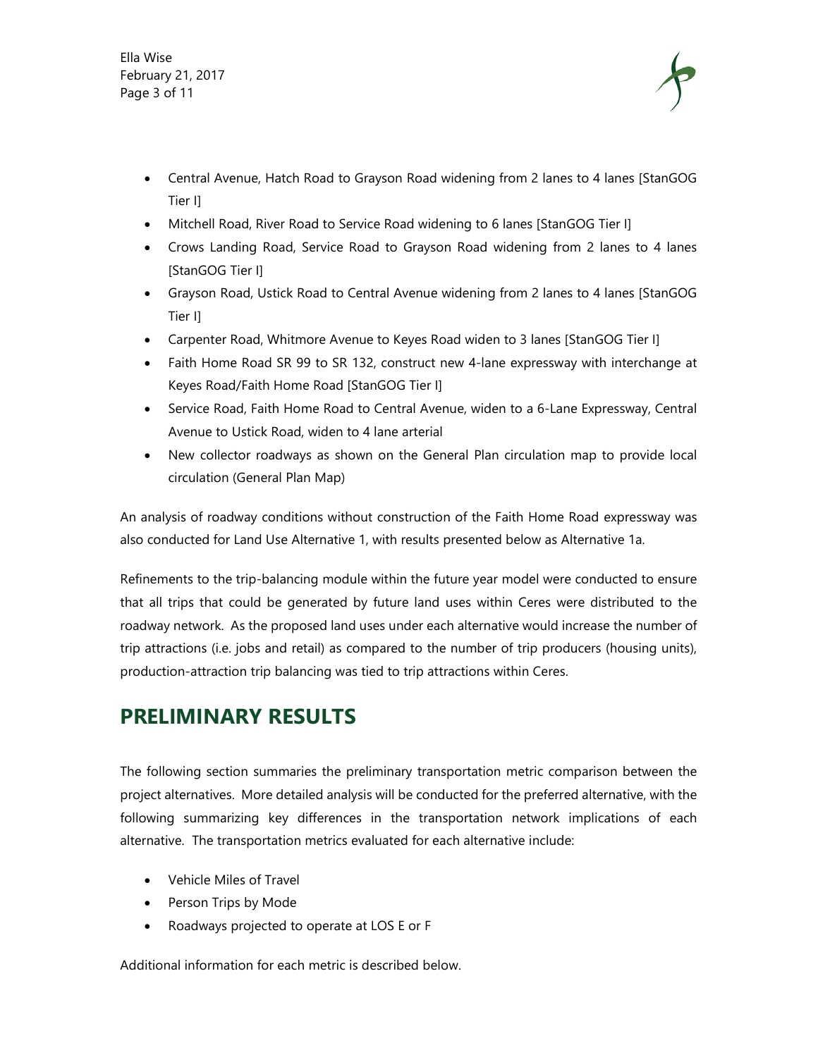- Central Avenue, Hatch Road to Grayson Road widening from 2 lanes to 4 lanes [StanGOG Tier I]
- Mitchell Road, River Road to Service Road widening to 6 lanes [StanGOG Tier I]
- Crows Landing Road, Service Road to Grayson Road widening from 2 lanes to 4 lanes [StanGOG Tier I]
- Grayson Road, Ustick Road to Central Avenue widening from 2 lanes to 4 lanes [StanGOG Tier I]
- Carpenter Road, Whitmore Avenue to Keyes Road widen to 3 lanes [StanGOG Tier I]
- Faith Home Road SR 99 to SR 132, construct new 4-lane expressway with interchange at Keyes Road/Faith Home Road [StanGOG Tier I]
- Service Road, Faith Home Road to Central Avenue, widen to a 6-Lane Expressway, Central Avenue to Ustick Road, widen to 4 lane arterial
- New collector roadways as shown on the General Plan circulation map to provide local circulation (General Plan Map)

An analysis of roadway conditions without construction of the Faith Home Road expressway was also conducted for Land Use Alternative 1, with results presented below as Alternative 1a.

Refinements to the trip-balancing module within the future year model were conducted to ensure that all trips that could be generated by future land uses within Ceres were distributed to the roadway network. As the proposed land uses under each alternative would increase the number of trip attractions (i.e. jobs and retail) as compared to the number of trip producers (housing units), production-attraction trip balancing was tied to trip attractions within Ceres.

## PRELIMINARY RESULTS

The following section summaries the preliminary transportation metric comparison between the project alternatives. More detailed analysis will be conducted for the preferred alternative, with the following summarizing key differences in the transportation network implications of each alternative. The transportation metrics evaluated for each alternative include:

- Vehicle Miles of Travel
- Person Trips by Mode
- Roadways projected to operate at LOS E or F

Additional information for each metric is described below.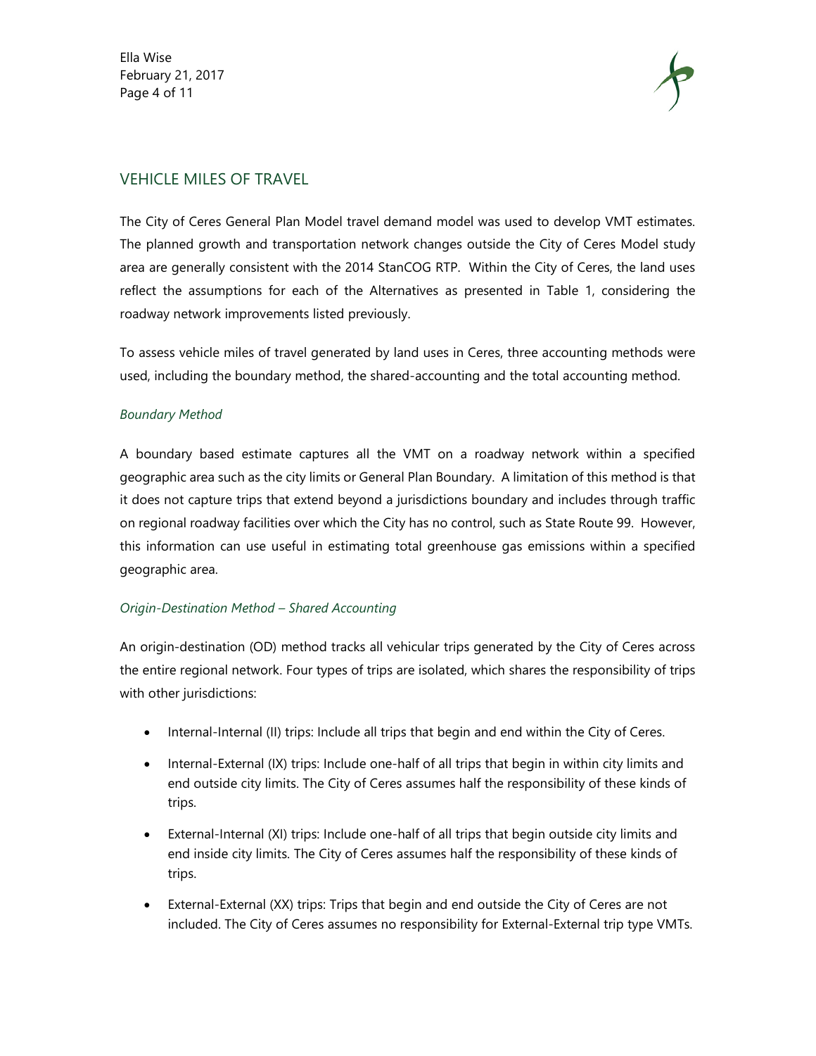## VEHICLE MILES OF TRAVEL

The City of Ceres General Plan Model travel demand model was used to develop VMT estimates. The planned growth and transportation network changes outside the City of Ceres Model study area are generally consistent with the 2014 StanCOG RTP. Within the City of Ceres, the land uses reflect the assumptions for each of the Alternatives as presented in Table 1, considering the roadway network improvements listed previously.

To assess vehicle miles of travel generated by land uses in Ceres, three accounting methods were used, including the boundary method, the shared-accounting and the total accounting method.

### *Boundary Method*

A boundary based estimate captures all the VMT on a roadway network within a specified geographic area such as the city limits or General Plan Boundary. A limitation of this method is that it does not capture trips that extend beyond a jurisdictions boundary and includes through traffic on regional roadway facilities over which the City has no control, such as State Route 99. However, this information can use useful in estimating total greenhouse gas emissions within a specified geographic area.

### *Origin-Destination Method – Shared Accounting*

An origin-destination (OD) method tracks all vehicular trips generated by the City of Ceres across the entire regional network. Four types of trips are isolated, which shares the responsibility of trips with other jurisdictions:

- Internal-Internal (II) trips: Include all trips that begin and end within the City of Ceres.
- Internal-External (IX) trips: Include one-half of all trips that begin in within city limits and end outside city limits. The City of Ceres assumes half the responsibility of these kinds of trips.
- External-Internal (XI) trips: Include one-half of all trips that begin outside city limits and end inside city limits. The City of Ceres assumes half the responsibility of these kinds of trips.
- External-External (XX) trips: Trips that begin and end outside the City of Ceres are not included. The City of Ceres assumes no responsibility for External-External trip type VMTs.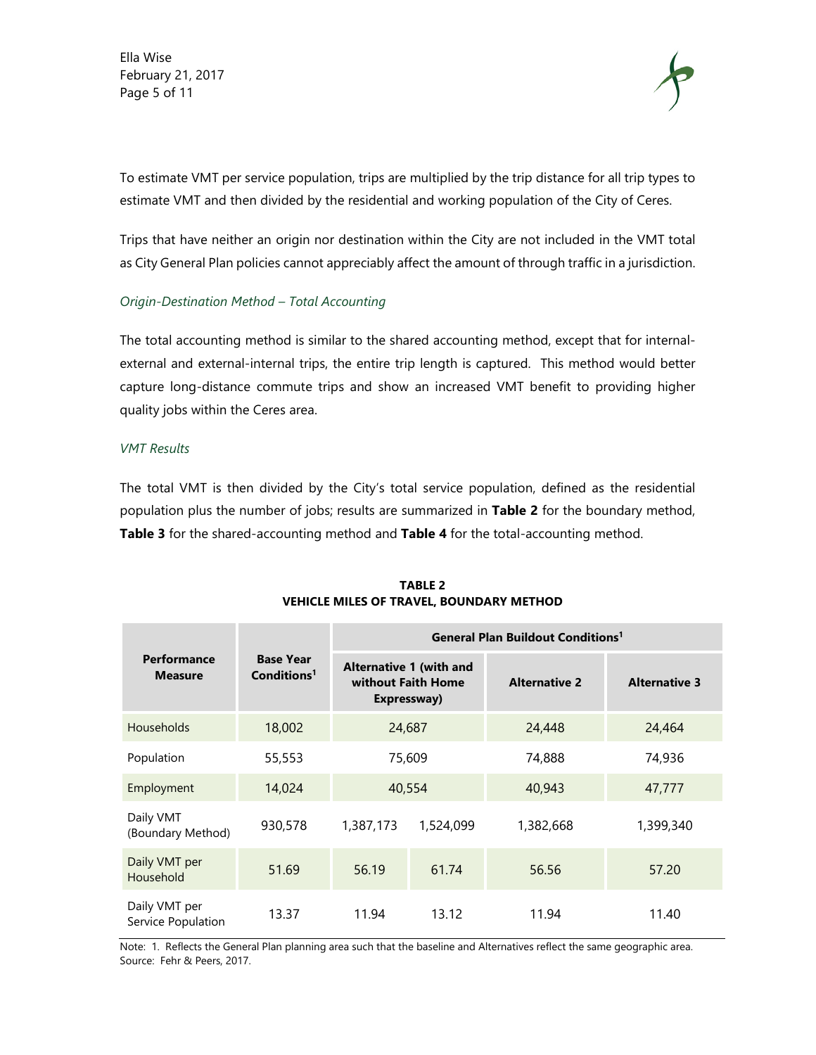To estimate VMT per service population, trips are multiplied by the trip distance for all trip types to estimate VMT and then divided by the residential and working population of the City of Ceres.

Trips that have neither an origin nor destination within the City are not included in the VMT total as City General Plan policies cannot appreciably affect the amount of through traffic in a jurisdiction.

*Origin-Destination Method – Total Accounting*

The total accounting method is similar to the shared accounting method, except that for internal-external and external-internal trips, the entire trip length is captured. This method would better capture long-distance commute trips and show an increased VMT benefit to providing higher quality jobs within the Ceres area.

*VMT Results*

The total VMT is then divided by the City's total service population, defined as the residential population plus the number of jobs; results are summarized in **Table 2** for the boundary method, **Table 3** for the shared-accounting method and **Table 4** for the total-accounting method.

**TABLE 2**
**VEHICLE MILES OF TRAVEL, BOUNDARY METHOD**

| Performance Measure | Base Year Conditions[1] | General Plan Buildout Conditions[1] | | | |
|---|---|---|---|---|---|
| | | Alternative 1 (with and without Faith Home Expressway) | | Alternative 2 | Alternative 3 |
| Households | 18,002 | 24,687 | | 24,448 | 24,464 |
| Population | 55,553 | 75,609 | | 74,888 | 74,936 |
| Employment | 14,024 | 40,554 | | 40,943 | 47,777 |
| Daily VMT (Boundary Method) | 930,578 | 1,387,173 | 1,524,099 | 1,382,668 | 1,399,340 |
| Daily VMT per Household | 51.69 | 56.19 | 61.74 | 56.56 | 57.20 |
| Daily VMT per Service Population | 13.37 | 11.94 | 13.12 | 11.94 | 11.40 |

Note: 1. Reflects the General Plan planning area such that the baseline and Alternatives reflect the same geographic area.
Source: Fehr & Peers, 2017.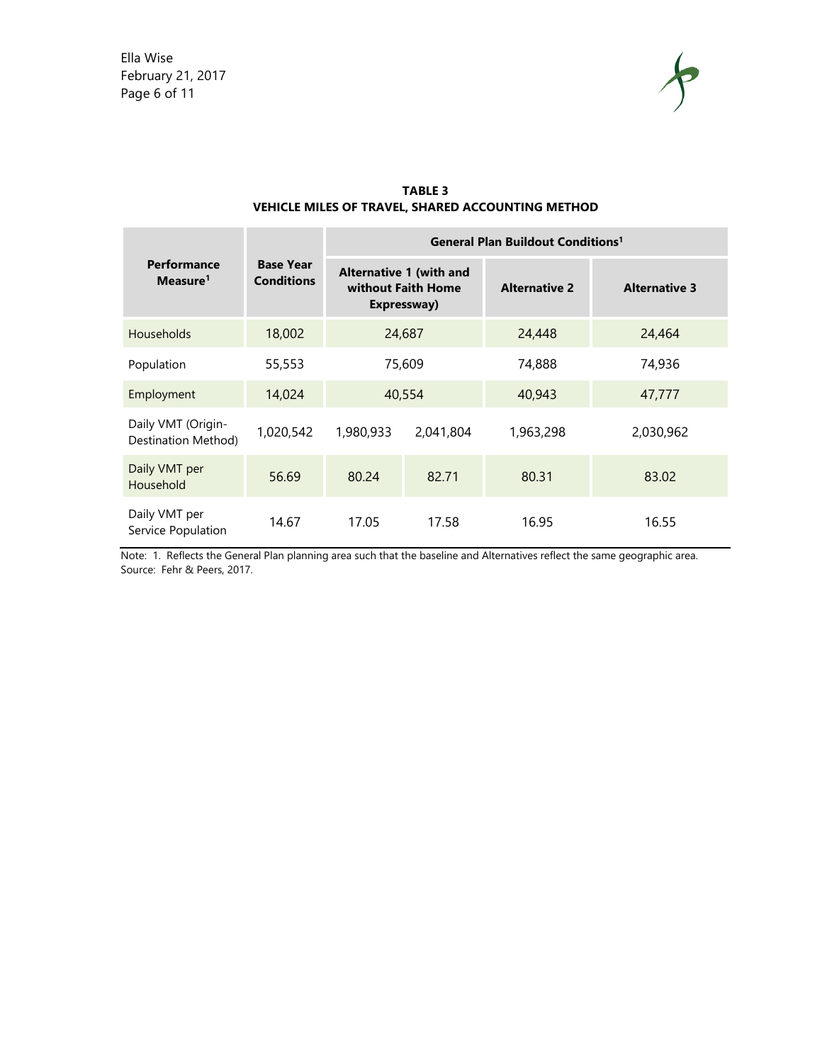**TABLE 3**
**VEHICLE MILES OF TRAVEL, SHARED ACCOUNTING METHOD**

| Performance Measure[1] | Base Year Conditions | General Plan Buildout Conditions[1] | | | |
|---|---|---|---|---|---|
| | | Alternative 1 (with and without Faith Home Expressway) | | Alternative 2 | Alternative 3 |
| Households | 18,002 | 24,687 | | 24,448 | 24,464 |
| Population | 55,553 | 75,609 | | 74,888 | 74,936 |
| Employment | 14,024 | 40,554 | | 40,943 | 47,777 |
| Daily VMT (Origin-Destination Method) | 1,020,542 | 1,980,933 | 2,041,804 | 1,963,298 | 2,030,962 |
| Daily VMT per Household | 56.69 | 80.24 | 82.71 | 80.31 | 83.02 |
| Daily VMT per Service Population | 14.67 | 17.05 | 17.58 | 16.95 | 16.55 |

Note: 1. Reflects the General Plan planning area such that the baseline and Alternatives reflect the same geographic area.
Source: Fehr & Peers, 2017.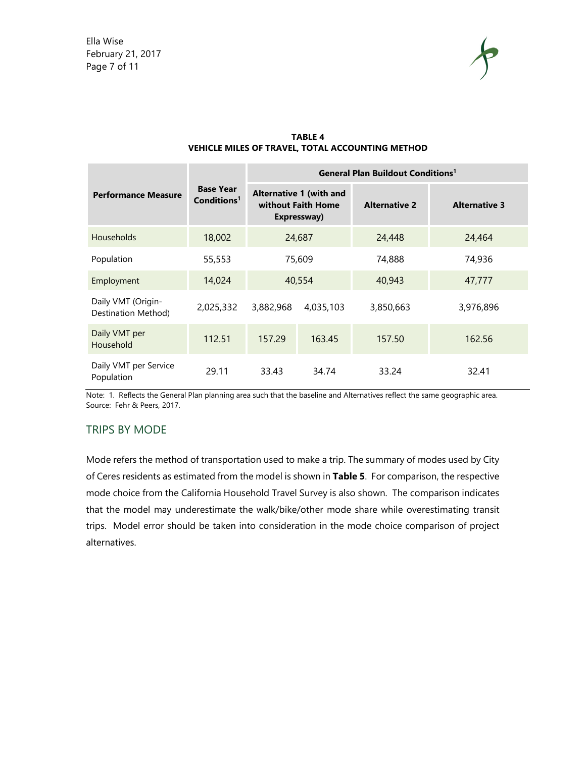**TABLE 4**
**VEHICLE MILES OF TRAVEL, TOTAL ACCOUNTING METHOD**

| Performance Measure | Base Year Conditions[1] | General Plan Buildout Conditions[1] | | | |
|---|---|---|---|---|---|
| | | Alternative 1 (with and without Faith Home Expressway) | | Alternative 2 | Alternative 3 |
| Households | 18,002 | 24,687 | | 24,448 | 24,464 |
| Population | 55,553 | 75,609 | | 74,888 | 74,936 |
| Employment | 14,024 | 40,554 | | 40,943 | 47,777 |
| Daily VMT (Origin-Destination Method) | 2,025,332 | 3,882,968 | 4,035,103 | 3,850,663 | 3,976,896 |
| Daily VMT per Household | 112.51 | 157.29 | 163.45 | 157.50 | 162.56 |
| Daily VMT per Service Population | 29.11 | 33.43 | 34.74 | 33.24 | 32.41 |

Note: 1. Reflects the General Plan planning area such that the baseline and Alternatives reflect the same geographic area.
Source: Fehr & Peers, 2017.

## TRIPS BY MODE

Mode refers the method of transportation used to make a trip. The summary of modes used by City of Ceres residents as estimated from the model is shown in **Table 5**. For comparison, the respective mode choice from the California Household Travel Survey is also shown. The comparison indicates that the model may underestimate the walk/bike/other mode share while overestimating transit trips. Model error should be taken into consideration in the mode choice comparison of project alternatives.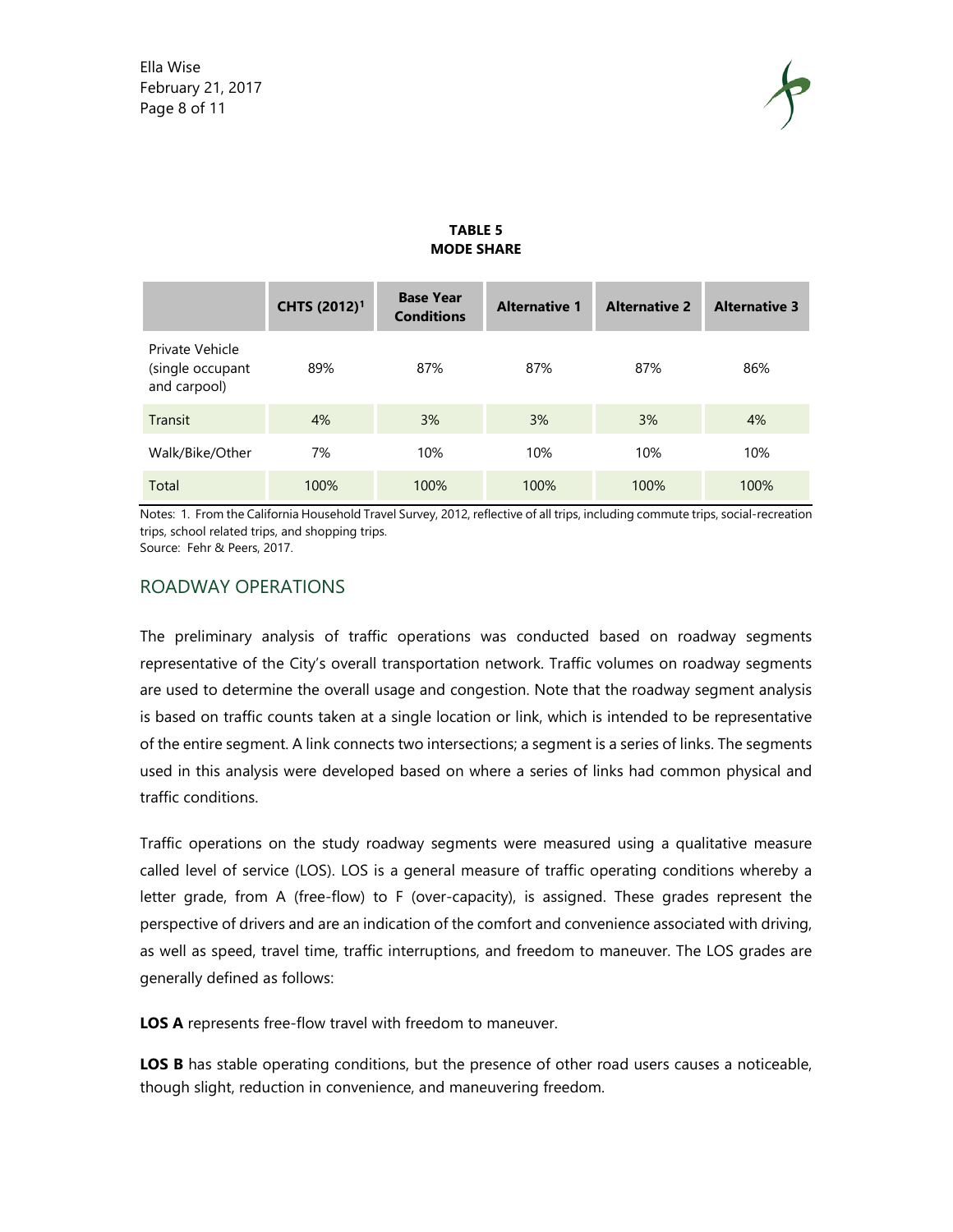**TABLE 5**
**MODE SHARE**

| | CHTS (2012)[1] | Base Year Conditions | Alternative 1 | Alternative 2 | Alternative 3 |
|---|---|---|---|---|---|
| Private Vehicle (single occupant and carpool) | 89% | 87% | 87% | 87% | 86% |
| Transit | 4% | 3% | 3% | 3% | 4% |
| Walk/Bike/Other | 7% | 10% | 10% | 10% | 10% |
| Total | 100% | 100% | 100% | 100% | 100% |

Notes: 1. From the California Household Travel Survey, 2012, reflective of all trips, including commute trips, social-recreation trips, school related trips, and shopping trips.
Source: Fehr & Peers, 2017.

## ROADWAY OPERATIONS

The preliminary analysis of traffic operations was conducted based on roadway segments representative of the City's overall transportation network. Traffic volumes on roadway segments are used to determine the overall usage and congestion. Note that the roadway segment analysis is based on traffic counts taken at a single location or link, which is intended to be representative of the entire segment. A link connects two intersections; a segment is a series of links. The segments used in this analysis were developed based on where a series of links had common physical and traffic conditions.

Traffic operations on the study roadway segments were measured using a qualitative measure called level of service (LOS). LOS is a general measure of traffic operating conditions whereby a letter grade, from A (free-flow) to F (over-capacity), is assigned. These grades represent the perspective of drivers and are an indication of the comfort and convenience associated with driving, as well as speed, travel time, traffic interruptions, and freedom to maneuver. The LOS grades are generally defined as follows:

**LOS A** represents free-flow travel with freedom to maneuver.

**LOS B** has stable operating conditions, but the presence of other road users causes a noticeable, though slight, reduction in convenience, and maneuvering freedom.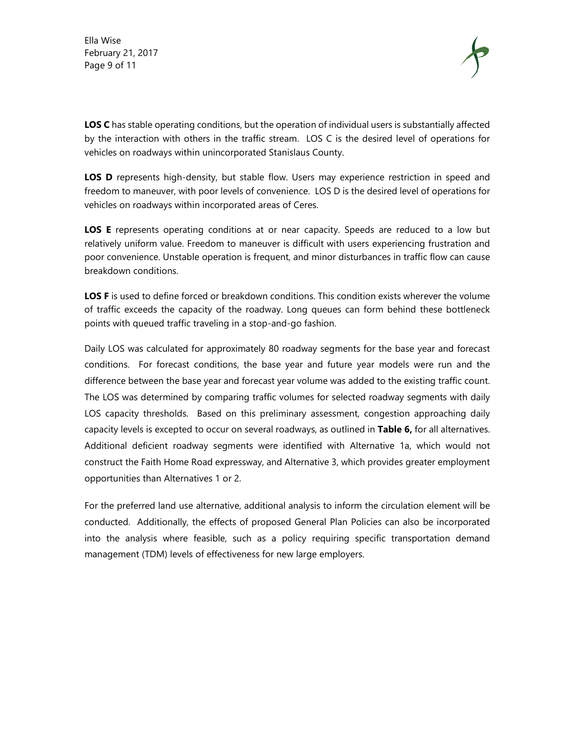**LOS C** has stable operating conditions, but the operation of individual users is substantially affected by the interaction with others in the traffic stream. LOS C is the desired level of operations for vehicles on roadways within unincorporated Stanislaus County.

**LOS D** represents high-density, but stable flow. Users may experience restriction in speed and freedom to maneuver, with poor levels of convenience. LOS D is the desired level of operations for vehicles on roadways within incorporated areas of Ceres.

**LOS E** represents operating conditions at or near capacity. Speeds are reduced to a low but relatively uniform value. Freedom to maneuver is difficult with users experiencing frustration and poor convenience. Unstable operation is frequent, and minor disturbances in traffic flow can cause breakdown conditions.

**LOS F** is used to define forced or breakdown conditions. This condition exists wherever the volume of traffic exceeds the capacity of the roadway. Long queues can form behind these bottleneck points with queued traffic traveling in a stop-and-go fashion.

Daily LOS was calculated for approximately 80 roadway segments for the base year and forecast conditions. For forecast conditions, the base year and future year models were run and the difference between the base year and forecast year volume was added to the existing traffic count. The LOS was determined by comparing traffic volumes for selected roadway segments with daily LOS capacity thresholds. Based on this preliminary assessment, congestion approaching daily capacity levels is excepted to occur on several roadways, as outlined in **Table 6,** for all alternatives. Additional deficient roadway segments were identified with Alternative 1a, which would not construct the Faith Home Road expressway, and Alternative 3, which provides greater employment opportunities than Alternatives 1 or 2.

For the preferred land use alternative, additional analysis to inform the circulation element will be conducted. Additionally, the effects of proposed General Plan Policies can also be incorporated into the analysis where feasible, such as a policy requiring specific transportation demand management (TDM) levels of effectiveness for new large employers.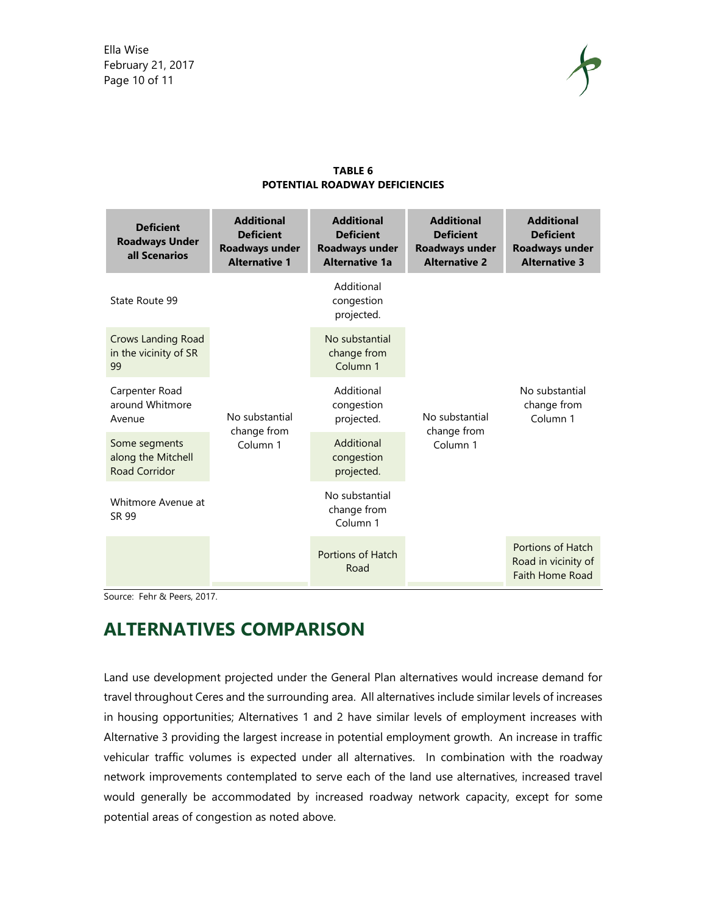**TABLE 6**
**POTENTIAL ROADWAY DEFICIENCIES**

| Deficient Roadways Under all Scenarios | Additional Deficient Roadways under Alternative 1 | Additional Deficient Roadways under Alternative 1a | Additional Deficient Roadways under Alternative 2 | Additional Deficient Roadways under Alternative 3 |
|---|---|---|---|---|
| State Route 99 | No substantial change from Column 1 | Additional congestion projected. | No substantial change from Column 1 | No substantial change from Column 1 |
| Crows Landing Road in the vicinity of SR 99 | | No substantial change from Column 1 | | |
| Carpenter Road around Whitmore Avenue | | Additional congestion projected. | | |
| Some segments along the Mitchell Road Corridor | | Additional congestion projected. | | |
| Whitmore Avenue at SR 99 | | No substantial change from Column 1 | | |
| | | Portions of Hatch Road | | Portions of Hatch Road in vicinity of Faith Home Road |

Source: Fehr & Peers, 2017.

## ALTERNATIVES COMPARISON

Land use development projected under the General Plan alternatives would increase demand for travel throughout Ceres and the surrounding area. All alternatives include similar levels of increases in housing opportunities; Alternatives 1 and 2 have similar levels of employment increases with Alternative 3 providing the largest increase in potential employment growth. An increase in traffic vehicular traffic volumes is expected under all alternatives. In combination with the roadway network improvements contemplated to serve each of the land use alternatives, increased travel would generally be accommodated by increased roadway network capacity, except for some potential areas of congestion as noted above.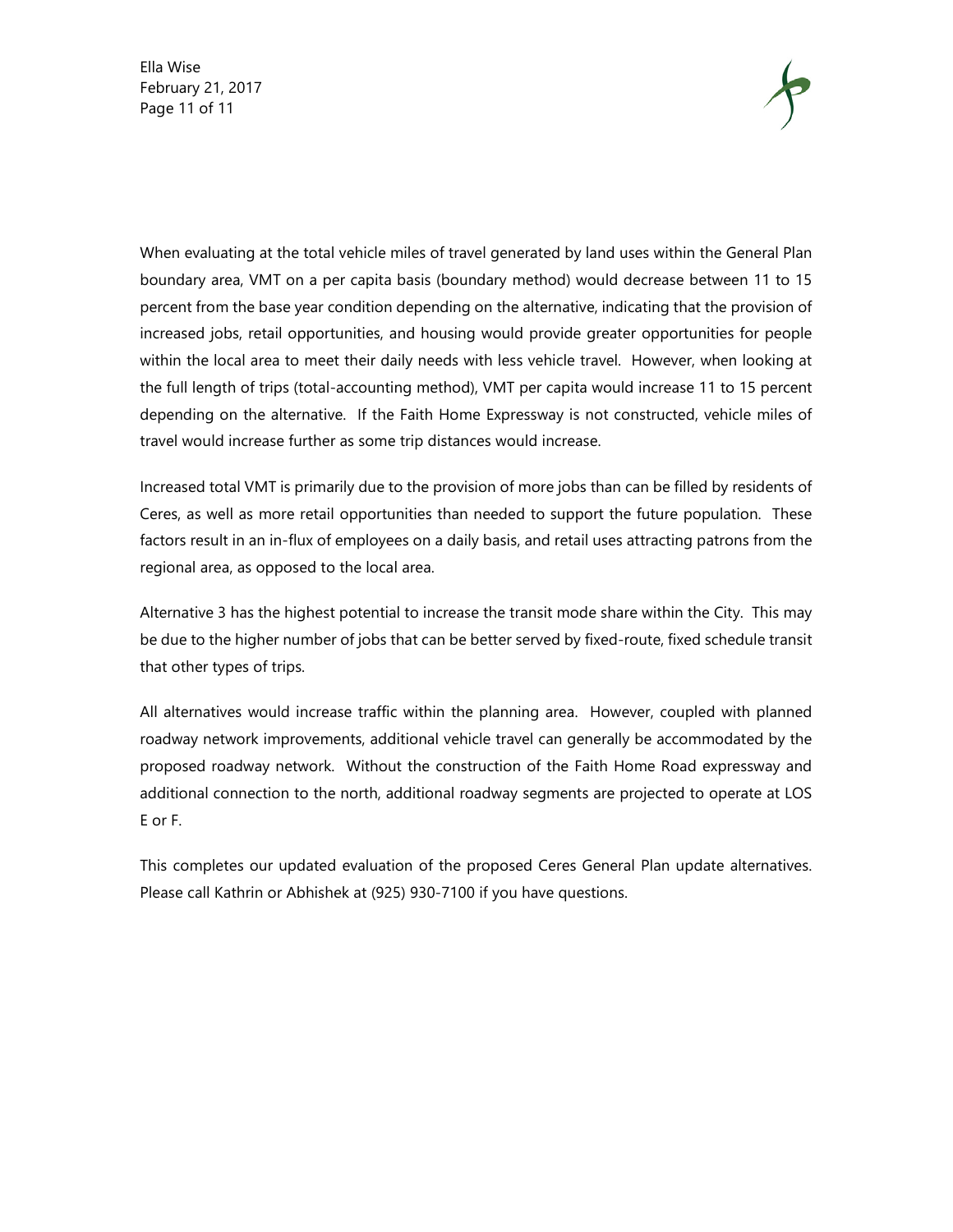When evaluating at the total vehicle miles of travel generated by land uses within the General Plan boundary area, VMT on a per capita basis (boundary method) would decrease between 11 to 15 percent from the base year condition depending on the alternative, indicating that the provision of increased jobs, retail opportunities, and housing would provide greater opportunities for people within the local area to meet their daily needs with less vehicle travel. However, when looking at the full length of trips (total-accounting method), VMT per capita would increase 11 to 15 percent depending on the alternative. If the Faith Home Expressway is not constructed, vehicle miles of travel would increase further as some trip distances would increase.

Increased total VMT is primarily due to the provision of more jobs than can be filled by residents of Ceres, as well as more retail opportunities than needed to support the future population. These factors result in an in-flux of employees on a daily basis, and retail uses attracting patrons from the regional area, as opposed to the local area.

Alternative 3 has the highest potential to increase the transit mode share within the City. This may be due to the higher number of jobs that can be better served by fixed-route, fixed schedule transit that other types of trips.

All alternatives would increase traffic within the planning area. However, coupled with planned roadway network improvements, additional vehicle travel can generally be accommodated by the proposed roadway network. Without the construction of the Faith Home Road expressway and additional connection to the north, additional roadway segments are projected to operate at LOS E or F.

This completes our updated evaluation of the proposed Ceres General Plan update alternatives. Please call Kathrin or Abhishek at (925) 930-7100 if you have questions.